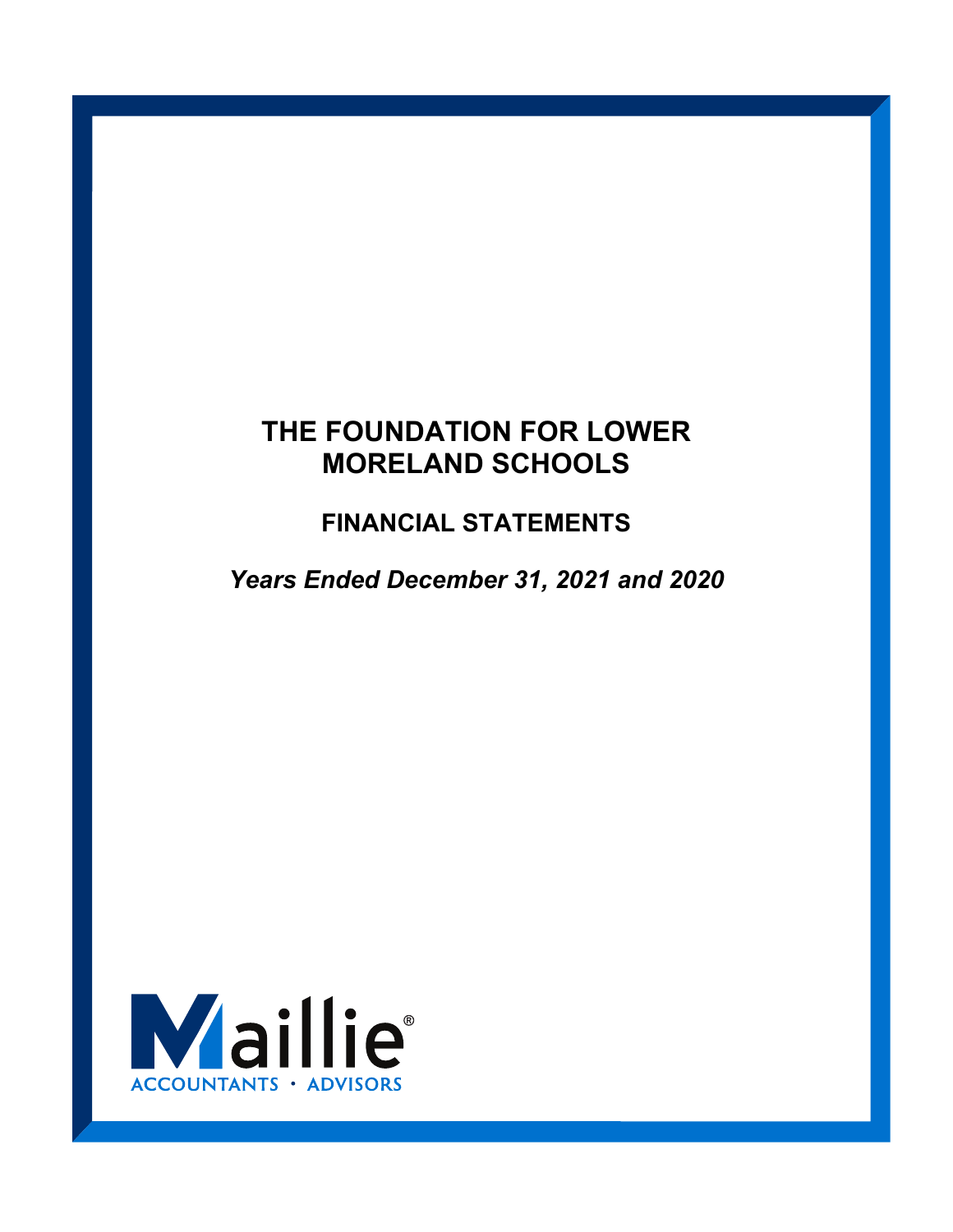# THE FOUNDATION FOR LOWER MORELAND SCHOOLS

## FINANCIAL STATEMENTS

*Years Ended December 31, 2021 and 2020*

Maillie®
ACCOUNTANTS • ADVISORS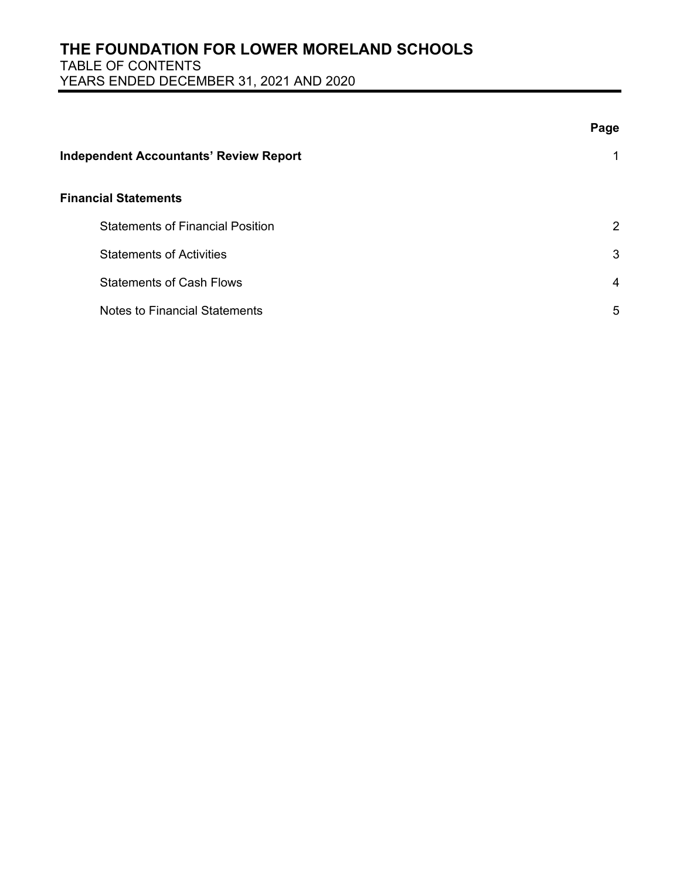# THE FOUNDATION FOR LOWER MORELAND SCHOOLS

TABLE OF CONTENTS

YEARS ENDED DECEMBER 31, 2021 AND 2020

| | Page |
|---|---|
| **Independent Accountants' Review Report** | 1 |
| **Financial Statements** | |
| Statements of Financial Position | 2 |
| Statements of Activities | 3 |
| Statements of Cash Flows | 4 |
| Notes to Financial Statements | 5 |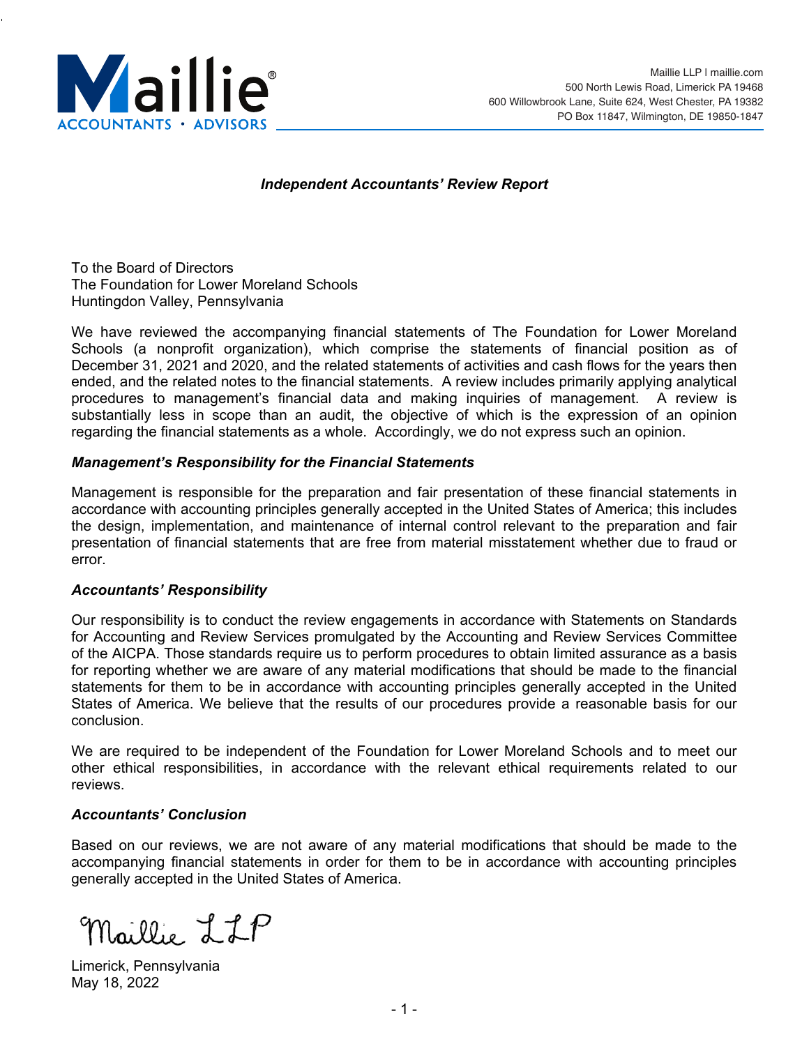Maillie LLP | maillie.com
500 North Lewis Road, Limerick PA 19468
600 Willowbrook Lane, Suite 624, West Chester, PA 19382
PO Box 11847, Wilmington, DE 19850-1847

## *Independent Accountants' Review Report*

To the Board of Directors
The Foundation for Lower Moreland Schools
Huntingdon Valley, Pennsylvania

We have reviewed the accompanying financial statements of The Foundation for Lower Moreland Schools (a nonprofit organization), which comprise the statements of financial position as of December 31, 2021 and 2020, and the related statements of activities and cash flows for the years then ended, and the related notes to the financial statements. A review includes primarily applying analytical procedures to management's financial data and making inquiries of management. A review is substantially less in scope than an audit, the objective of which is the expression of an opinion regarding the financial statements as a whole. Accordingly, we do not express such an opinion.

### *Management's Responsibility for the Financial Statements*

Management is responsible for the preparation and fair presentation of these financial statements in accordance with accounting principles generally accepted in the United States of America; this includes the design, implementation, and maintenance of internal control relevant to the preparation and fair presentation of financial statements that are free from material misstatement whether due to fraud or error.

### *Accountants' Responsibility*

Our responsibility is to conduct the review engagements in accordance with Statements on Standards for Accounting and Review Services promulgated by the Accounting and Review Services Committee of the AICPA. Those standards require us to perform procedures to obtain limited assurance as a basis for reporting whether we are aware of any material modifications that should be made to the financial statements for them to be in accordance with accounting principles generally accepted in the United States of America. We believe that the results of our procedures provide a reasonable basis for our conclusion.

We are required to be independent of the Foundation for Lower Moreland Schools and to meet our other ethical responsibilities, in accordance with the relevant ethical requirements related to our reviews.

### *Accountants' Conclusion*

Based on our reviews, we are not aware of any material modifications that should be made to the accompanying financial statements in order for them to be in accordance with accounting principles generally accepted in the United States of America.

Maillie LLP

Limerick, Pennsylvania
May 18, 2022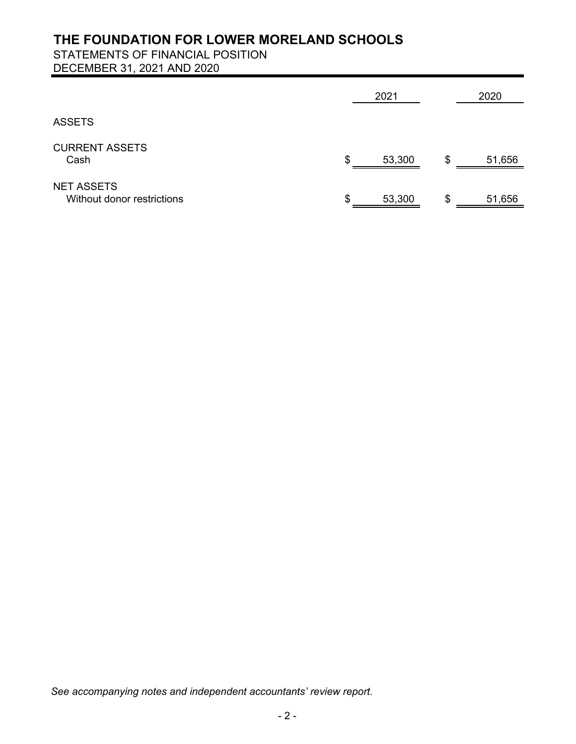# THE FOUNDATION FOR LOWER MORELAND SCHOOLS

STATEMENTS OF FINANCIAL POSITION
DECEMBER 31, 2021 AND 2020

| | 2021 | 2020 |
|---|---|---|
| ASSETS | | |
| CURRENT ASSETS | | |
| Cash | $ 53,300 | $ 51,656 |
| NET ASSETS | | |
| Without donor restrictions | $ 53,300 | $ 51,656 |

*See accompanying notes and independent accountants' review report.*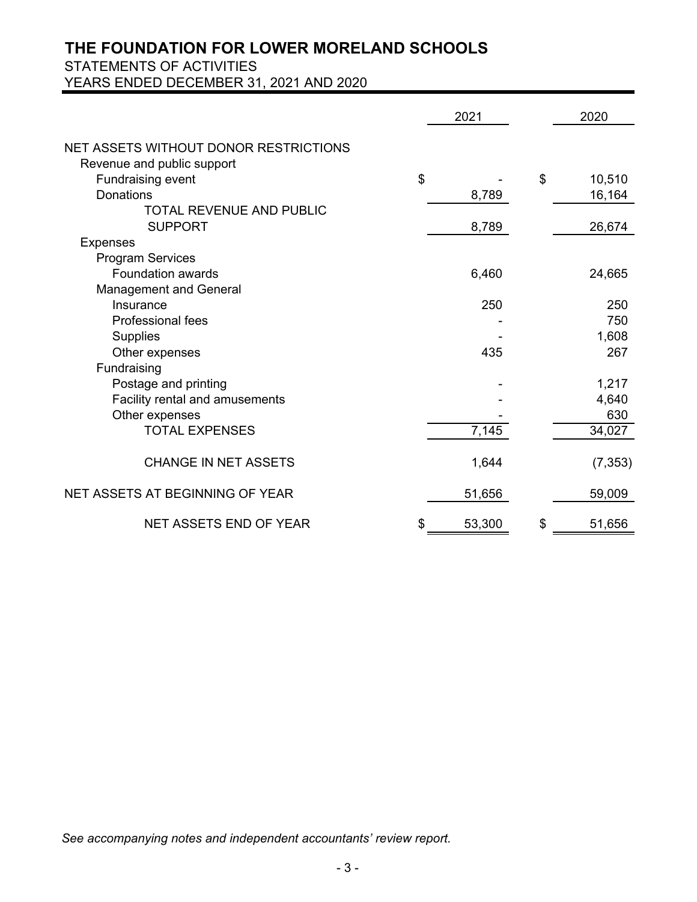# THE FOUNDATION FOR LOWER MORELAND SCHOOLS

STATEMENTS OF ACTIVITIES

YEARS ENDED DECEMBER 31, 2021 AND 2020

| | 2021 | 2020 |
|---|---|---|
| NET ASSETS WITHOUT DONOR RESTRICTIONS | | |
| Revenue and public support | | |
| Fundraising event | $ - | $ 10,510 |
| Donations | 8,789 | 16,164 |
| TOTAL REVENUE AND PUBLIC SUPPORT | 8,789 | 26,674 |
| Expenses | | |
| Program Services | | |
| Foundation awards | 6,460 | 24,665 |
| Management and General | | |
| Insurance | 250 | 250 |
| Professional fees | - | 750 |
| Supplies | - | 1,608 |
| Other expenses | 435 | 267 |
| Fundraising | | |
| Postage and printing | - | 1,217 |
| Facility rental and amusements | - | 4,640 |
| Other expenses | - | 630 |
| TOTAL EXPENSES | 7,145 | 34,027 |
| CHANGE IN NET ASSETS | 1,644 | (7,353) |
| NET ASSETS AT BEGINNING OF YEAR | 51,656 | 59,009 |
| NET ASSETS END OF YEAR | $ 53,300 | $ 51,656 |

*See accompanying notes and independent accountants' review report.*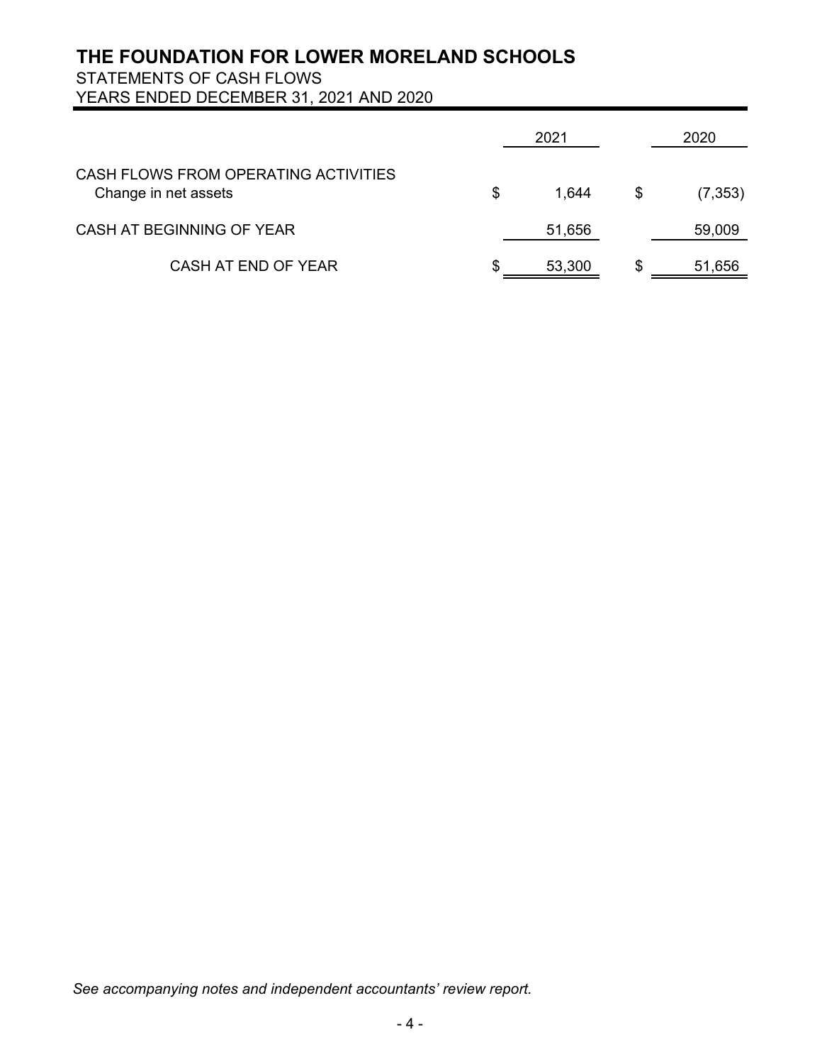# THE FOUNDATION FOR LOWER MORELAND SCHOOLS

STATEMENTS OF CASH FLOWS
YEARS ENDED DECEMBER 31, 2021 AND 2020

| | 2021 | 2020 |
|---|---|---|
| CASH FLOWS FROM OPERATING ACTIVITIES | | |
| Change in net assets | $ 1,644 | $ (7,353) |
| CASH AT BEGINNING OF YEAR | 51,656 | 59,009 |
| CASH AT END OF YEAR | $ 53,300 | $ 51,656 |

*See accompanying notes and independent accountants' review report.*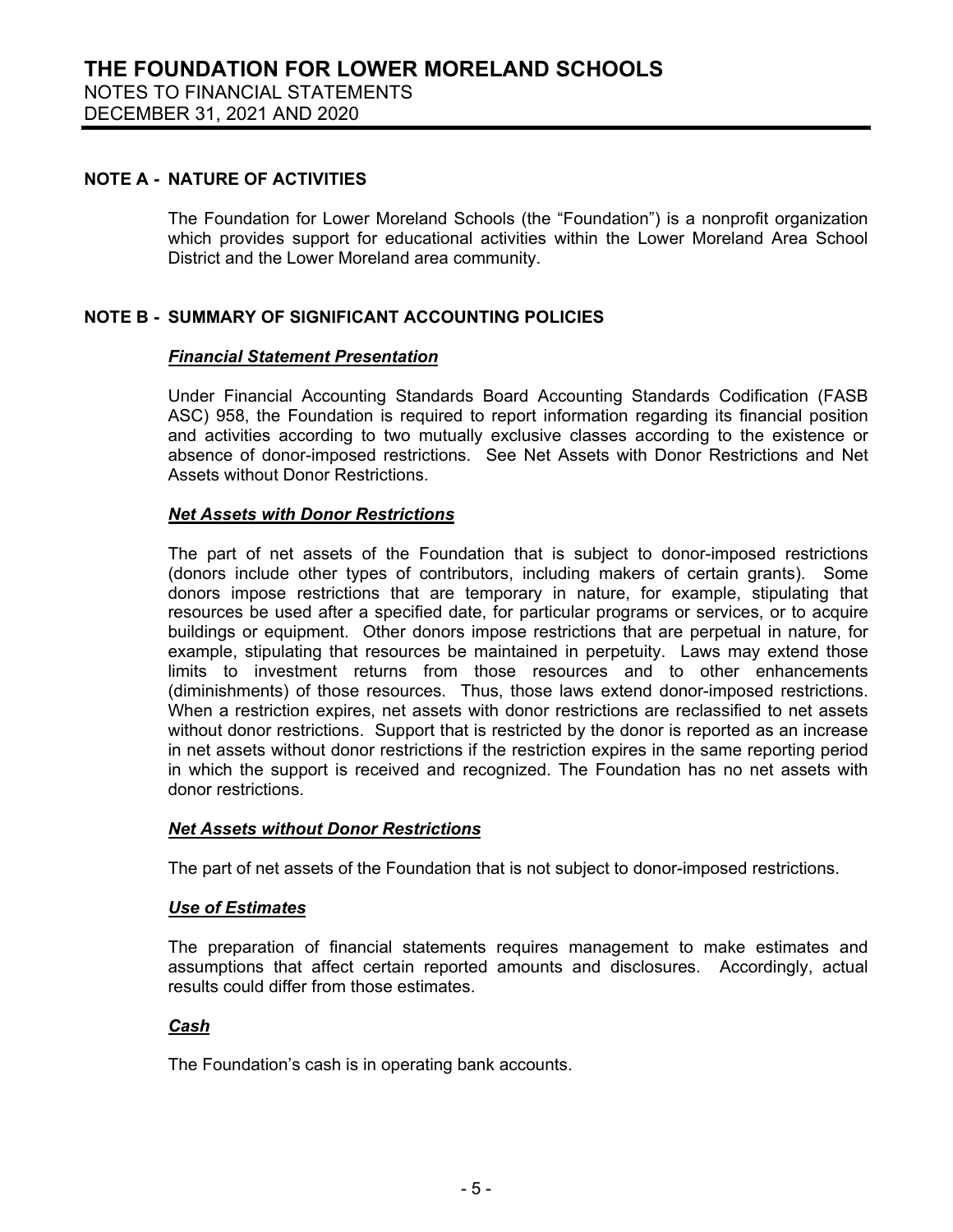# THE FOUNDATION FOR LOWER MORELAND SCHOOLS

NOTES TO FINANCIAL STATEMENTS

DECEMBER 31, 2021 AND 2020

## NOTE A - NATURE OF ACTIVITIES

The Foundation for Lower Moreland Schools (the "Foundation") is a nonprofit organization which provides support for educational activities within the Lower Moreland Area School District and the Lower Moreland area community.

## NOTE B - SUMMARY OF SIGNIFICANT ACCOUNTING POLICIES

***Financial Statement Presentation***

Under Financial Accounting Standards Board Accounting Standards Codification (FASB ASC) 958, the Foundation is required to report information regarding its financial position and activities according to two mutually exclusive classes according to the existence or absence of donor-imposed restrictions. See Net Assets with Donor Restrictions and Net Assets without Donor Restrictions.

***Net Assets with Donor Restrictions***

The part of net assets of the Foundation that is subject to donor-imposed restrictions (donors include other types of contributors, including makers of certain grants). Some donors impose restrictions that are temporary in nature, for example, stipulating that resources be used after a specified date, for particular programs or services, or to acquire buildings or equipment. Other donors impose restrictions that are perpetual in nature, for example, stipulating that resources be maintained in perpetuity. Laws may extend those limits to investment returns from those resources and to other enhancements (diminishments) of those resources. Thus, those laws extend donor-imposed restrictions. When a restriction expires, net assets with donor restrictions are reclassified to net assets without donor restrictions. Support that is restricted by the donor is reported as an increase in net assets without donor restrictions if the restriction expires in the same reporting period in which the support is received and recognized. The Foundation has no net assets with donor restrictions.

***Net Assets without Donor Restrictions***

The part of net assets of the Foundation that is not subject to donor-imposed restrictions.

***Use of Estimates***

The preparation of financial statements requires management to make estimates and assumptions that affect certain reported amounts and disclosures. Accordingly, actual results could differ from those estimates.

***Cash***

The Foundation's cash is in operating bank accounts.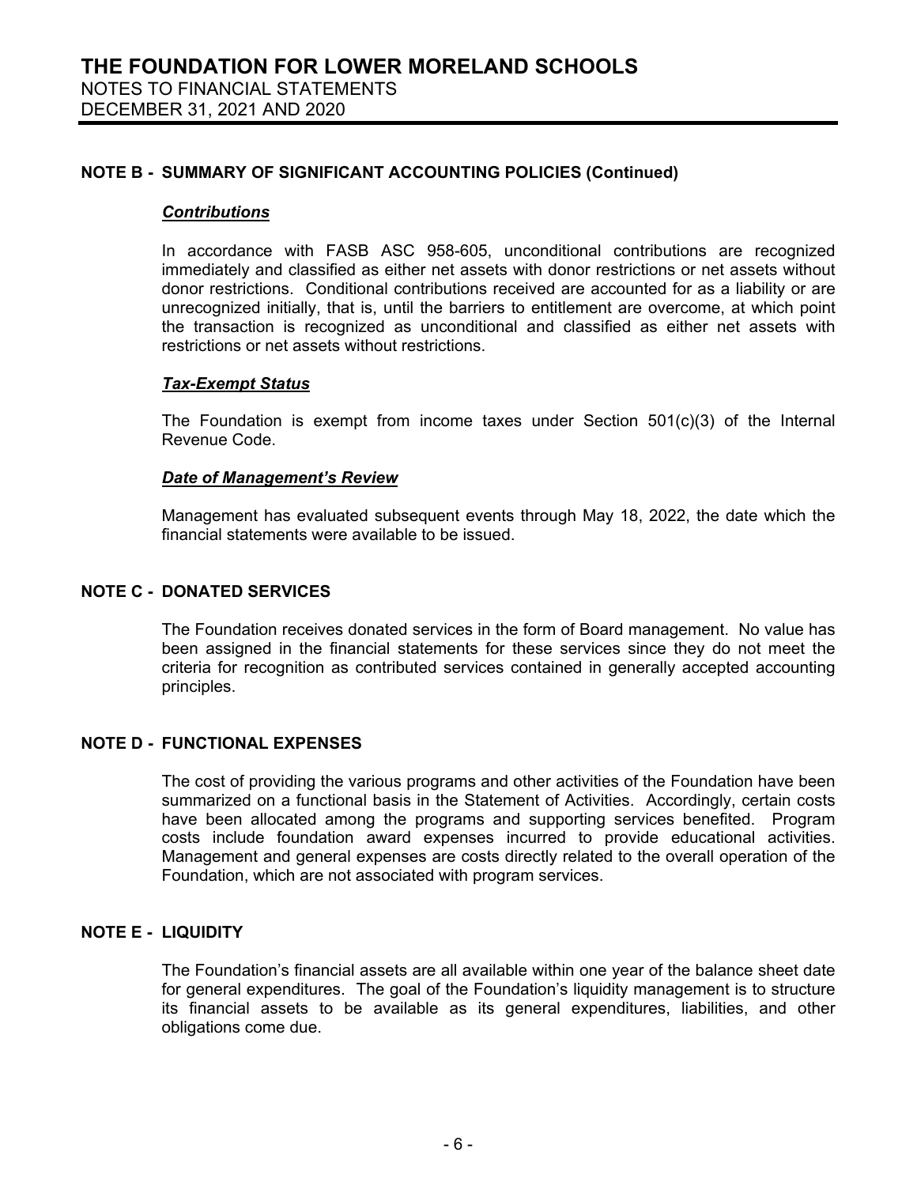## NOTE B - SUMMARY OF SIGNIFICANT ACCOUNTING POLICIES (Continued)

### *Contributions*

In accordance with FASB ASC 958-605, unconditional contributions are recognized immediately and classified as either net assets with donor restrictions or net assets without donor restrictions. Conditional contributions received are accounted for as a liability or are unrecognized initially, that is, until the barriers to entitlement are overcome, at which point the transaction is recognized as unconditional and classified as either net assets with restrictions or net assets without restrictions.

### *Tax-Exempt Status*

The Foundation is exempt from income taxes under Section 501(c)(3) of the Internal Revenue Code.

### *Date of Management's Review*

Management has evaluated subsequent events through May 18, 2022, the date which the financial statements were available to be issued.

## NOTE C - DONATED SERVICES

The Foundation receives donated services in the form of Board management. No value has been assigned in the financial statements for these services since they do not meet the criteria for recognition as contributed services contained in generally accepted accounting principles.

## NOTE D - FUNCTIONAL EXPENSES

The cost of providing the various programs and other activities of the Foundation have been summarized on a functional basis in the Statement of Activities. Accordingly, certain costs have been allocated among the programs and supporting services benefited. Program costs include foundation award expenses incurred to provide educational activities. Management and general expenses are costs directly related to the overall operation of the Foundation, which are not associated with program services.

## NOTE E - LIQUIDITY

The Foundation's financial assets are all available within one year of the balance sheet date for general expenditures. The goal of the Foundation's liquidity management is to structure its financial assets to be available as its general expenditures, liabilities, and other obligations come due.